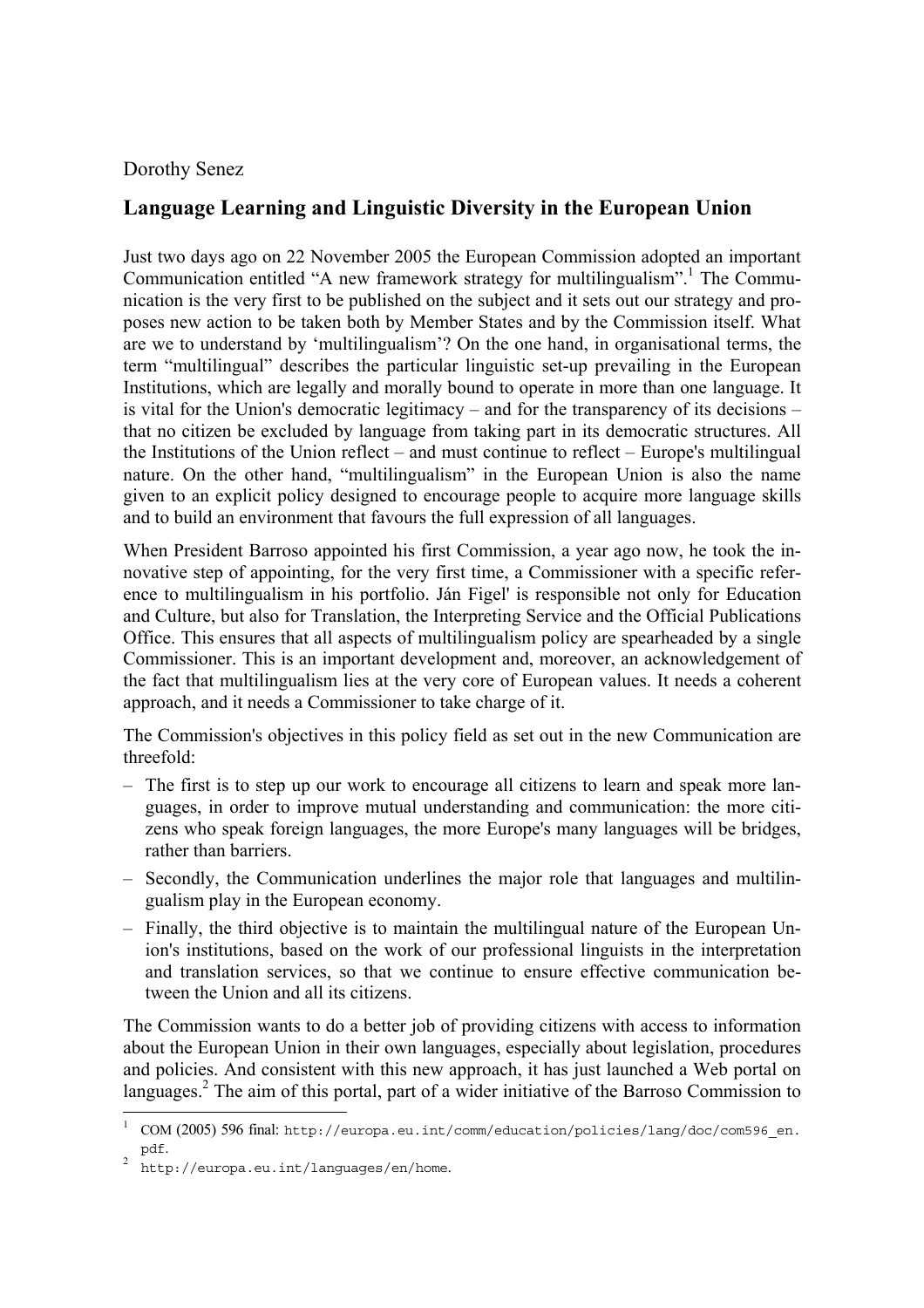Dorothy Senez

## Language Learning and Linguistic Diversity in the European Union

Just two days ago on 22 November 2005 the European Commission adopted an important Communication entitled "A new framework strategy for multilingualism".[1] The Communication is the very first to be published on the subject and it sets out our strategy and proposes new action to be taken both by Member States and by the Commission itself. What are we to understand by 'multilingualism'? On the one hand, in organisational terms, the term "multilingual" describes the particular linguistic set-up prevailing in the European Institutions, which are legally and morally bound to operate in more than one language. It is vital for the Union's democratic legitimacy – and for the transparency of its decisions – that no citizen be excluded by language from taking part in its democratic structures. All the Institutions of the Union reflect – and must continue to reflect – Europe's multilingual nature. On the other hand, "multilingualism" in the European Union is also the name given to an explicit policy designed to encourage people to acquire more language skills and to build an environment that favours the full expression of all languages.

When President Barroso appointed his first Commission, a year ago now, he took the innovative step of appointing, for the very first time, a Commissioner with a specific reference to multilingualism in his portfolio. Ján Figel' is responsible not only for Education and Culture, but also for Translation, the Interpreting Service and the Official Publications Office. This ensures that all aspects of multilingualism policy are spearheaded by a single Commissioner. This is an important development and, moreover, an acknowledgement of the fact that multilingualism lies at the very core of European values. It needs a coherent approach, and it needs a Commissioner to take charge of it.

The Commission's objectives in this policy field as set out in the new Communication are threefold:

- The first is to step up our work to encourage all citizens to learn and speak more languages, in order to improve mutual understanding and communication: the more citizens who speak foreign languages, the more Europe's many languages will be bridges, rather than barriers.
- Secondly, the Communication underlines the major role that languages and multilingualism play in the European economy.
- Finally, the third objective is to maintain the multilingual nature of the European Union's institutions, based on the work of our professional linguists in the interpretation and translation services, so that we continue to ensure effective communication between the Union and all its citizens.

The Commission wants to do a better job of providing citizens with access to information about the European Union in their own languages, especially about legislation, procedures and policies. And consistent with this new approach, it has just launched a Web portal on languages.[2] The aim of this portal, part of a wider initiative of the Barroso Commission to

---

[1] COM (2005) 596 final: http://europa.eu.int/comm/education/policies/lang/doc/com596_en.pdf.

[2] http://europa.eu.int/languages/en/home.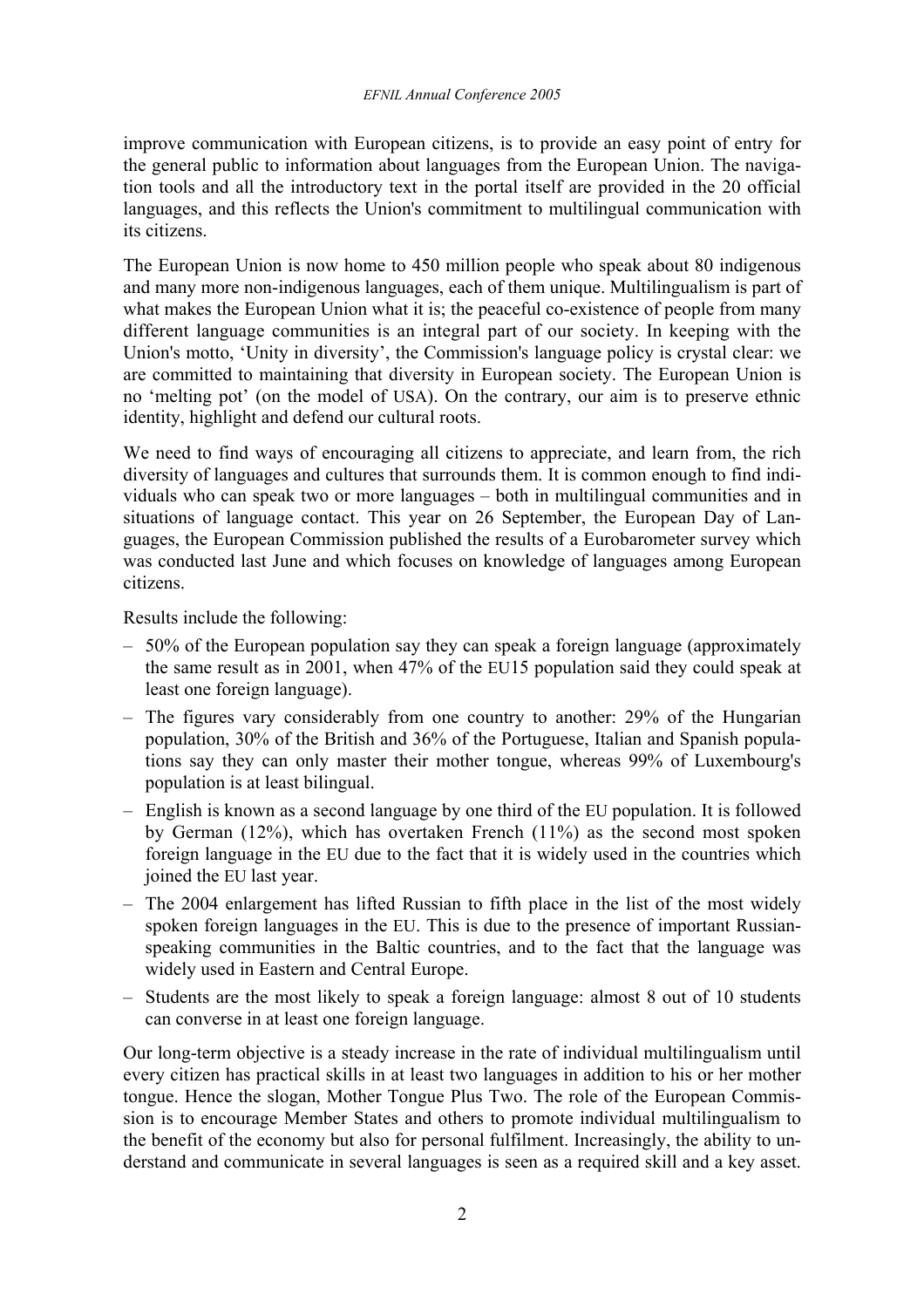improve communication with European citizens, is to provide an easy point of entry for the general public to information about languages from the European Union. The navigation tools and all the introductory text in the portal itself are provided in the 20 official languages, and this reflects the Union's commitment to multilingual communication with its citizens.

The European Union is now home to 450 million people who speak about 80 indigenous and many more non-indigenous languages, each of them unique. Multilingualism is part of what makes the European Union what it is; the peaceful co-existence of people from many different language communities is an integral part of our society. In keeping with the Union's motto, 'Unity in diversity', the Commission's language policy is crystal clear: we are committed to maintaining that diversity in European society. The European Union is no 'melting pot' (on the model of USA). On the contrary, our aim is to preserve ethnic identity, highlight and defend our cultural roots.

We need to find ways of encouraging all citizens to appreciate, and learn from, the rich diversity of languages and cultures that surrounds them. It is common enough to find individuals who can speak two or more languages – both in multilingual communities and in situations of language contact. This year on 26 September, the European Day of Languages, the European Commission published the results of a Eurobarometer survey which was conducted last June and which focuses on knowledge of languages among European citizens.

Results include the following:

- 50% of the European population say they can speak a foreign language (approximately the same result as in 2001, when 47% of the EU15 population said they could speak at least one foreign language).
- The figures vary considerably from one country to another: 29% of the Hungarian population, 30% of the British and 36% of the Portuguese, Italian and Spanish populations say they can only master their mother tongue, whereas 99% of Luxembourg's population is at least bilingual.
- English is known as a second language by one third of the EU population. It is followed by German (12%), which has overtaken French (11%) as the second most spoken foreign language in the EU due to the fact that it is widely used in the countries which joined the EU last year.
- The 2004 enlargement has lifted Russian to fifth place in the list of the most widely spoken foreign languages in the EU. This is due to the presence of important Russian-speaking communities in the Baltic countries, and to the fact that the language was widely used in Eastern and Central Europe.
- Students are the most likely to speak a foreign language: almost 8 out of 10 students can converse in at least one foreign language.

Our long-term objective is a steady increase in the rate of individual multilingualism until every citizen has practical skills in at least two languages in addition to his or her mother tongue. Hence the slogan, Mother Tongue Plus Two. The role of the European Commission is to encourage Member States and others to promote individual multilingualism to the benefit of the economy but also for personal fulfilment. Increasingly, the ability to understand and communicate in several languages is seen as a required skill and a key asset.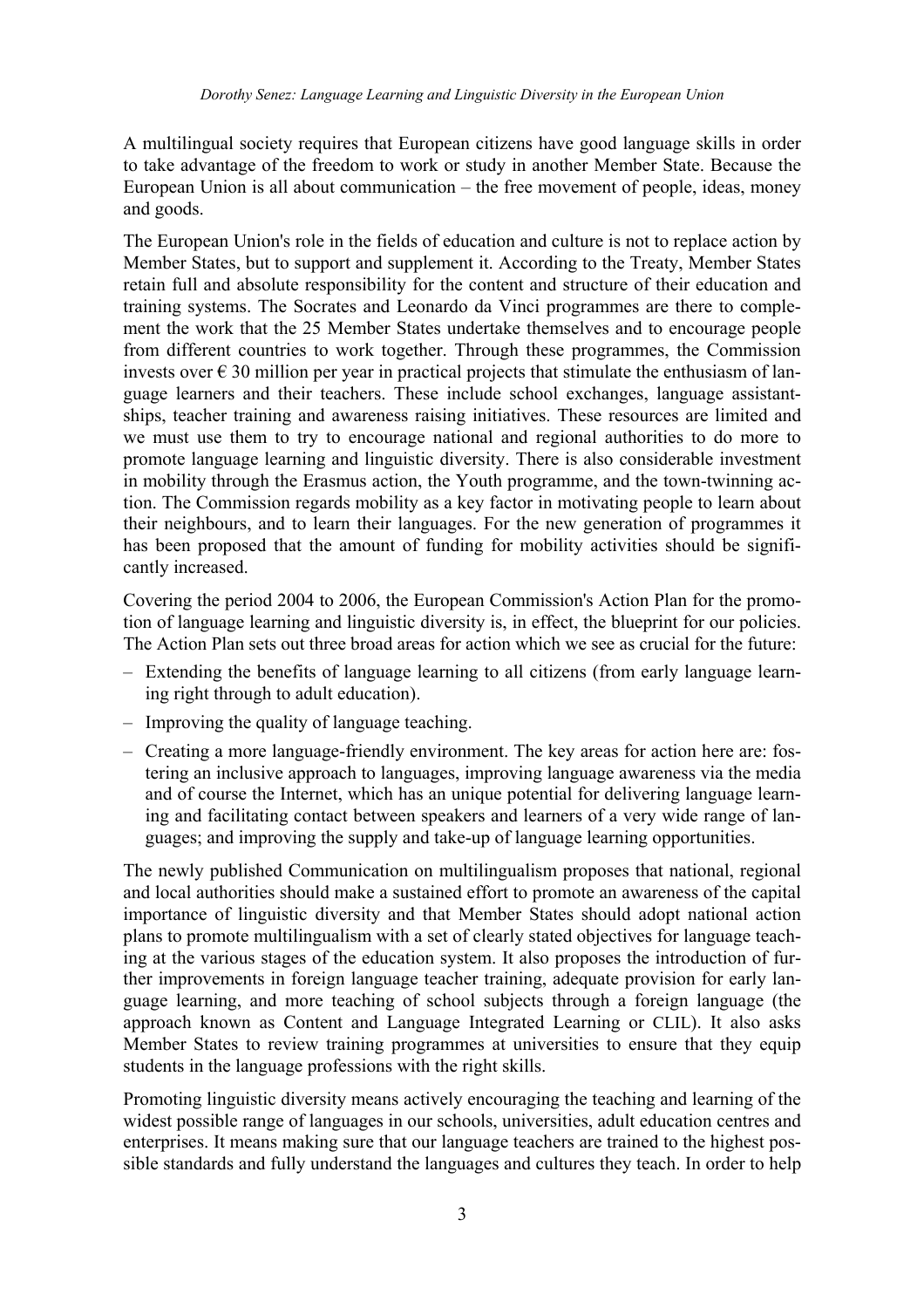A multilingual society requires that European citizens have good language skills in order to take advantage of the freedom to work or study in another Member State. Because the European Union is all about communication – the free movement of people, ideas, money and goods.

The European Union's role in the fields of education and culture is not to replace action by Member States, but to support and supplement it. According to the Treaty, Member States retain full and absolute responsibility for the content and structure of their education and training systems. The Socrates and Leonardo da Vinci programmes are there to complement the work that the 25 Member States undertake themselves and to encourage people from different countries to work together. Through these programmes, the Commission invests over € 30 million per year in practical projects that stimulate the enthusiasm of language learners and their teachers. These include school exchanges, language assistantships, teacher training and awareness raising initiatives. These resources are limited and we must use them to try to encourage national and regional authorities to do more to promote language learning and linguistic diversity. There is also considerable investment in mobility through the Erasmus action, the Youth programme, and the town-twinning action. The Commission regards mobility as a key factor in motivating people to learn about their neighbours, and to learn their languages. For the new generation of programmes it has been proposed that the amount of funding for mobility activities should be significantly increased.

Covering the period 2004 to 2006, the European Commission's Action Plan for the promotion of language learning and linguistic diversity is, in effect, the blueprint for our policies. The Action Plan sets out three broad areas for action which we see as crucial for the future:

– Extending the benefits of language learning to all citizens (from early language learning right through to adult education).
– Improving the quality of language teaching.
– Creating a more language-friendly environment. The key areas for action here are: fostering an inclusive approach to languages, improving language awareness via the media and of course the Internet, which has an unique potential for delivering language learning and facilitating contact between speakers and learners of a very wide range of languages; and improving the supply and take-up of language learning opportunities.

The newly published Communication on multilingualism proposes that national, regional and local authorities should make a sustained effort to promote an awareness of the capital importance of linguistic diversity and that Member States should adopt national action plans to promote multilingualism with a set of clearly stated objectives for language teaching at the various stages of the education system. It also proposes the introduction of further improvements in foreign language teacher training, adequate provision for early language learning, and more teaching of school subjects through a foreign language (the approach known as Content and Language Integrated Learning or CLIL). It also asks Member States to review training programmes at universities to ensure that they equip students in the language professions with the right skills.

Promoting linguistic diversity means actively encouraging the teaching and learning of the widest possible range of languages in our schools, universities, adult education centres and enterprises. It means making sure that our language teachers are trained to the highest possible standards and fully understand the languages and cultures they teach. In order to help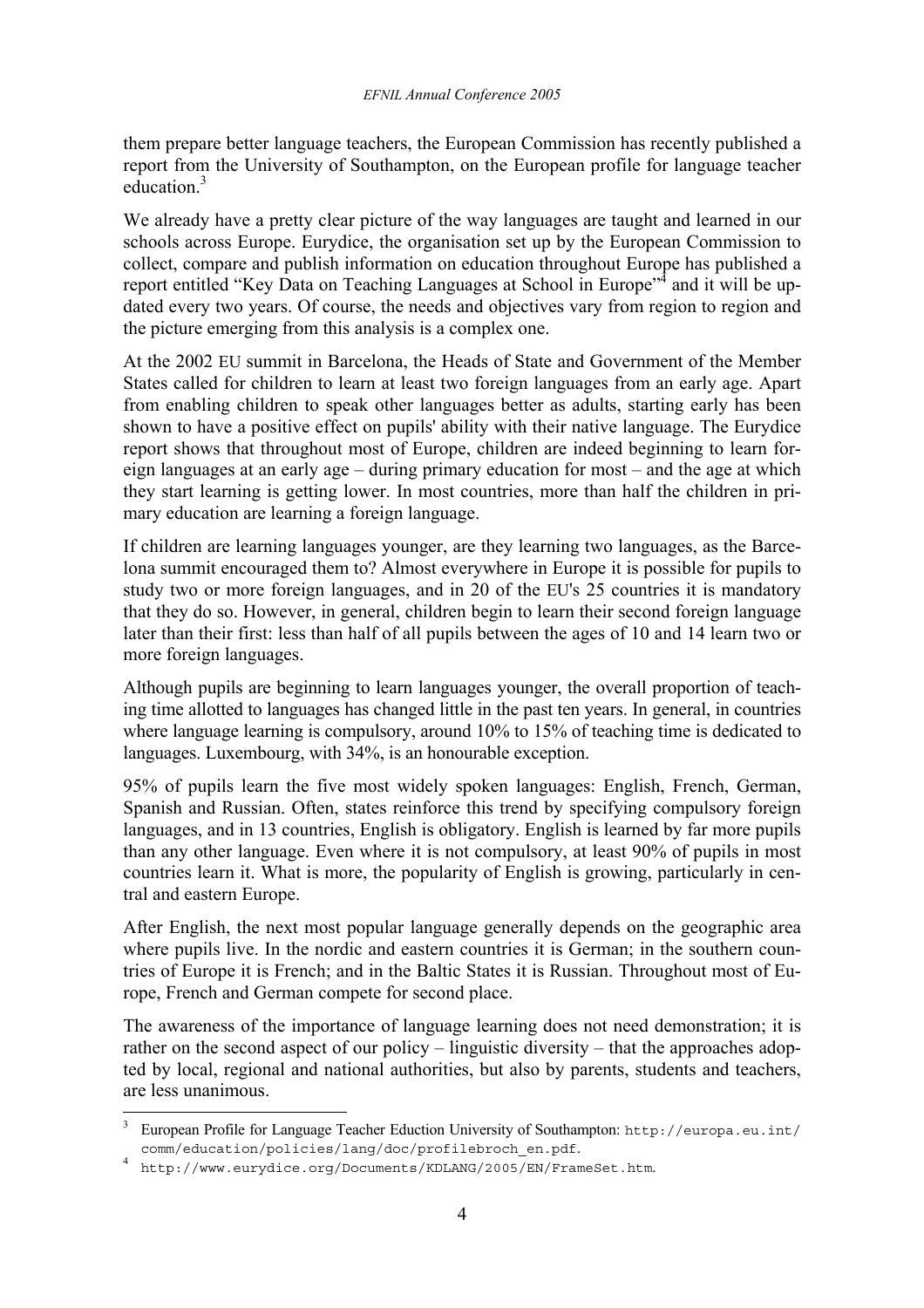them prepare better language teachers, the European Commission has recently published a report from the University of Southampton, on the European profile for language teacher education.[3]

We already have a pretty clear picture of the way languages are taught and learned in our schools across Europe. Eurydice, the organisation set up by the European Commission to collect, compare and publish information on education throughout Europe has published a report entitled "Key Data on Teaching Languages at School in Europe"[4] and it will be updated every two years. Of course, the needs and objectives vary from region to region and the picture emerging from this analysis is a complex one.

At the 2002 EU summit in Barcelona, the Heads of State and Government of the Member States called for children to learn at least two foreign languages from an early age. Apart from enabling children to speak other languages better as adults, starting early has been shown to have a positive effect on pupils' ability with their native language. The Eurydice report shows that throughout most of Europe, children are indeed beginning to learn foreign languages at an early age – during primary education for most – and the age at which they start learning is getting lower. In most countries, more than half the children in primary education are learning a foreign language.

If children are learning languages younger, are they learning two languages, as the Barcelona summit encouraged them to? Almost everywhere in Europe it is possible for pupils to study two or more foreign languages, and in 20 of the EU's 25 countries it is mandatory that they do so. However, in general, children begin to learn their second foreign language later than their first: less than half of all pupils between the ages of 10 and 14 learn two or more foreign languages.

Although pupils are beginning to learn languages younger, the overall proportion of teaching time allotted to languages has changed little in the past ten years. In general, in countries where language learning is compulsory, around 10% to 15% of teaching time is dedicated to languages. Luxembourg, with 34%, is an honourable exception.

95% of pupils learn the five most widely spoken languages: English, French, German, Spanish and Russian. Often, states reinforce this trend by specifying compulsory foreign languages, and in 13 countries, English is obligatory. English is learned by far more pupils than any other language. Even where it is not compulsory, at least 90% of pupils in most countries learn it. What is more, the popularity of English is growing, particularly in central and eastern Europe.

After English, the next most popular language generally depends on the geographic area where pupils live. In the nordic and eastern countries it is German; in the southern countries of Europe it is French; and in the Baltic States it is Russian. Throughout most of Europe, French and German compete for second place.

The awareness of the importance of language learning does not need demonstration; it is rather on the second aspect of our policy – linguistic diversity – that the approaches adopted by local, regional and national authorities, but also by parents, students and teachers, are less unanimous.

---

[3] European Profile for Language Teacher Eduction University of Southampton: http://europa.eu.int/comm/education/policies/lang/doc/profilebroch_en.pdf.

[4] http://www.eurydice.org/Documents/KDLANG/2005/EN/FrameSet.htm.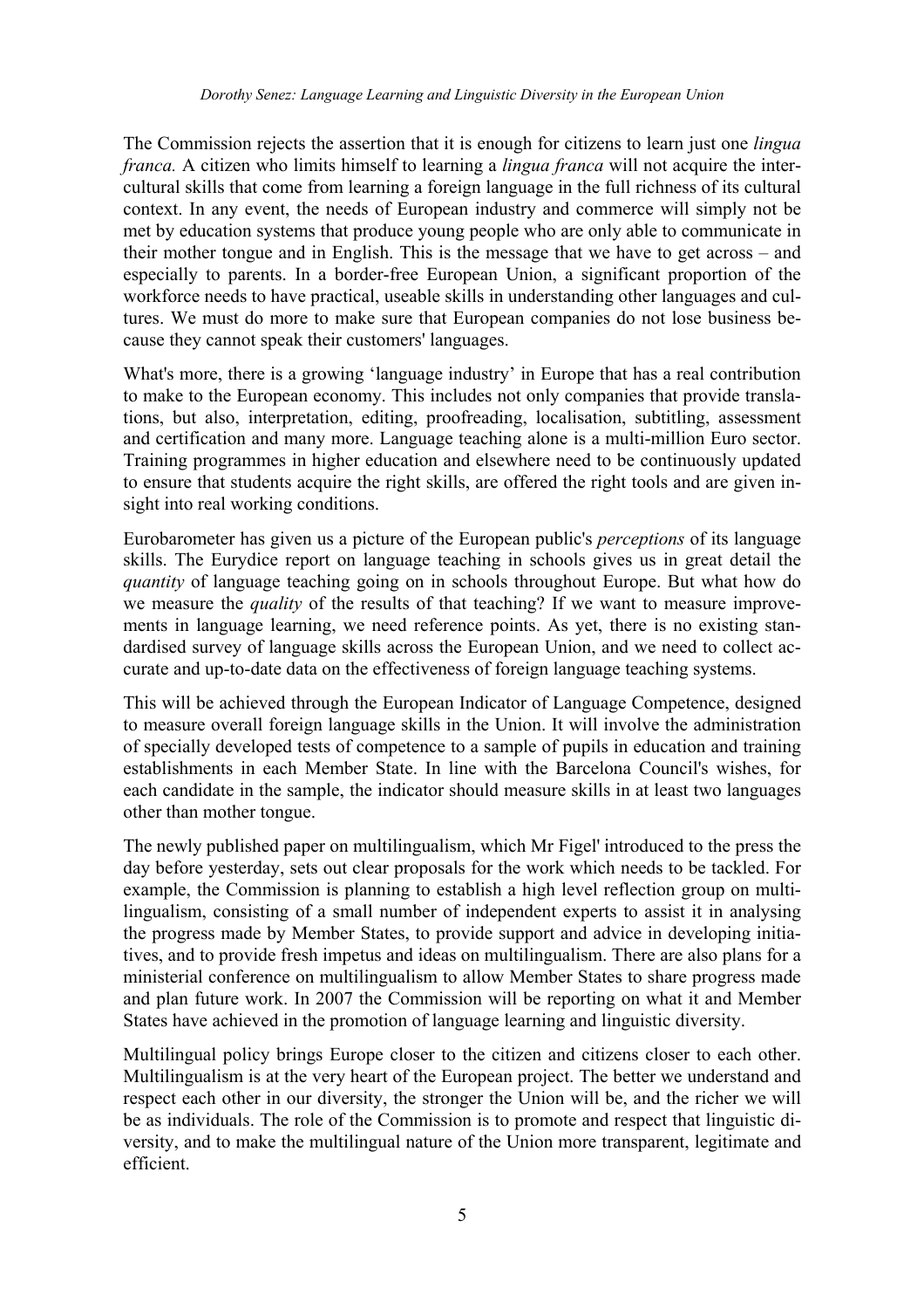The Commission rejects the assertion that it is enough for citizens to learn just one *lingua franca.* A citizen who limits himself to learning a *lingua franca* will not acquire the intercultural skills that come from learning a foreign language in the full richness of its cultural context. In any event, the needs of European industry and commerce will simply not be met by education systems that produce young people who are only able to communicate in their mother tongue and in English. This is the message that we have to get across – and especially to parents. In a border-free European Union, a significant proportion of the workforce needs to have practical, useable skills in understanding other languages and cultures. We must do more to make sure that European companies do not lose business because they cannot speak their customers' languages.

What's more, there is a growing 'language industry' in Europe that has a real contribution to make to the European economy. This includes not only companies that provide translations, but also, interpretation, editing, proofreading, localisation, subtitling, assessment and certification and many more. Language teaching alone is a multi-million Euro sector. Training programmes in higher education and elsewhere need to be continuously updated to ensure that students acquire the right skills, are offered the right tools and are given insight into real working conditions.

Eurobarometer has given us a picture of the European public's *perceptions* of its language skills. The Eurydice report on language teaching in schools gives us in great detail the *quantity* of language teaching going on in schools throughout Europe. But what how do we measure the *quality* of the results of that teaching? If we want to measure improvements in language learning, we need reference points. As yet, there is no existing standardised survey of language skills across the European Union, and we need to collect accurate and up-to-date data on the effectiveness of foreign language teaching systems.

This will be achieved through the European Indicator of Language Competence, designed to measure overall foreign language skills in the Union. It will involve the administration of specially developed tests of competence to a sample of pupils in education and training establishments in each Member State. In line with the Barcelona Council's wishes, for each candidate in the sample, the indicator should measure skills in at least two languages other than mother tongue.

The newly published paper on multilingualism, which Mr Figel' introduced to the press the day before yesterday, sets out clear proposals for the work which needs to be tackled. For example, the Commission is planning to establish a high level reflection group on multilingualism, consisting of a small number of independent experts to assist it in analysing the progress made by Member States, to provide support and advice in developing initiatives, and to provide fresh impetus and ideas on multilingualism. There are also plans for a ministerial conference on multilingualism to allow Member States to share progress made and plan future work. In 2007 the Commission will be reporting on what it and Member States have achieved in the promotion of language learning and linguistic diversity.

Multilingual policy brings Europe closer to the citizen and citizens closer to each other. Multilingualism is at the very heart of the European project. The better we understand and respect each other in our diversity, the stronger the Union will be, and the richer we will be as individuals. The role of the Commission is to promote and respect that linguistic diversity, and to make the multilingual nature of the Union more transparent, legitimate and efficient.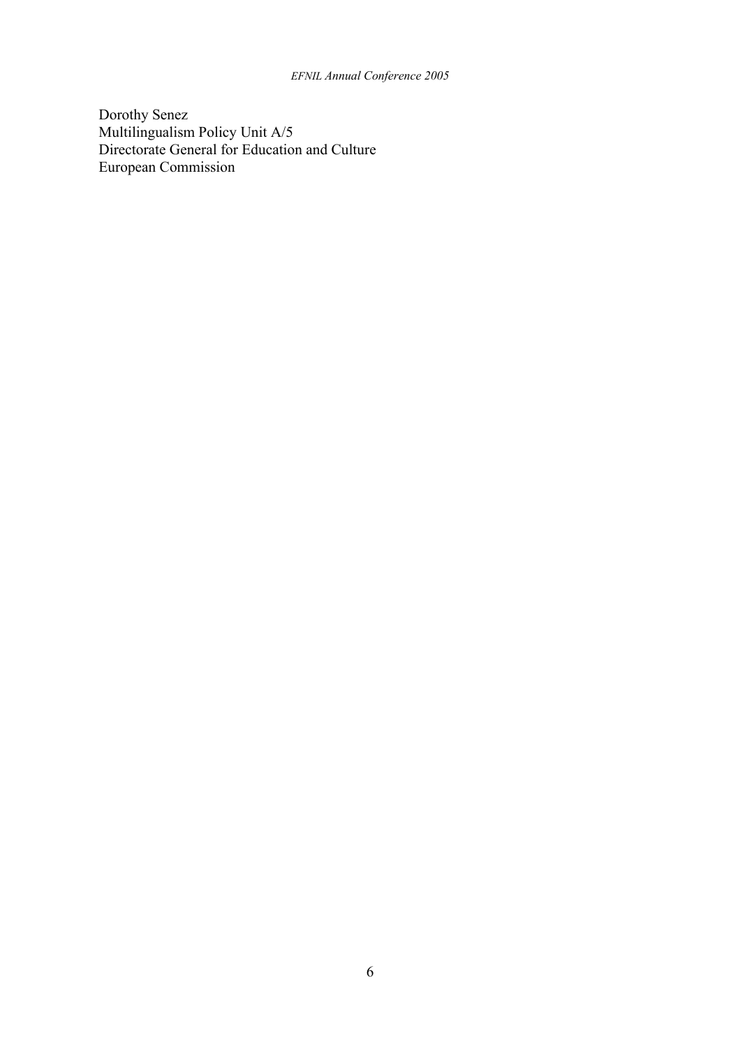Dorothy Senez
Multilingualism Policy Unit A/5
Directorate General for Education and Culture
European Commission